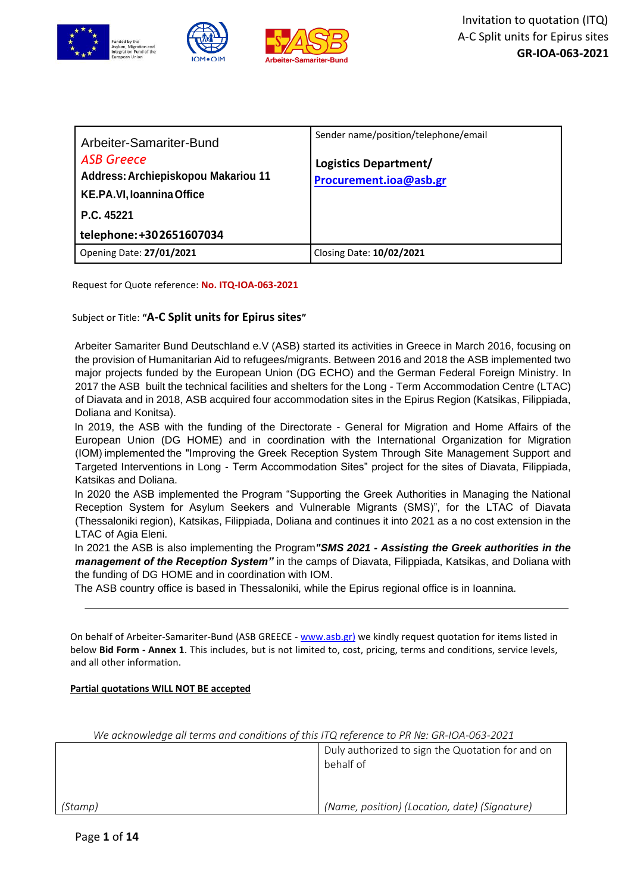| Arbeiter-Samariter-Bund<br>*ASB Greece*<br>**Address: Archiepiskopou Makariou 11**<br>**KE.PA.VI, Ioannina Office**<br>**P.C. 45221**<br>**telephone: +302651607034** | Sender name/position/telephone/email<br>**Logistics Department/**<br>**Procurement.ioa@asb.gr** |
|---|---|
| Opening Date: **27/01/2021** | Closing Date: **10/02/2021** |

Request for Quote reference: **No. ITQ-IOA-063-2021**

Subject or Title: **"A-C Split units for Epirus sites"**

Arbeiter Samariter Bund Deutschland e.V (ASB) started its activities in Greece in March 2016, focusing on the provision of Humanitarian Aid to refugees/migrants. Between 2016 and 2018 the ASB implemented two major projects funded by the European Union (DG ECHO) and the German Federal Foreign Ministry. In 2017 the ASB built the technical facilities and shelters for the Long - Term Accommodation Centre (LTAC) of Diavata and in 2018, ASB acquired four accommodation sites in the Epirus Region (Katsikas, Filippiada, Doliana and Konitsa).

In 2019, the ASB with the funding of the Directorate - General for Migration and Home Affairs of the European Union (DG HOME) and in coordination with the International Organization for Migration (IOM) implemented the "Improving the Greek Reception System Through Site Management Support and Targeted Interventions in Long - Term Accommodation Sites" project for the sites of Diavata, Filippiada, Katsikas and Doliana.

In 2020 the ASB implemented the Program "Supporting the Greek Authorities in Managing the National Reception System for Asylum Seekers and Vulnerable Migrants (SMS)", for the LTAC of Diavata (Thessaloniki region), Katsikas, Filippiada, Doliana and continues it into 2021 as a no cost extension in the LTAC of Agia Eleni.

In 2021 the ASB is also implementing the Program ***"SMS 2021 - Assisting the Greek authorities in the management of the Reception System"*** in the camps of Diavata, Filippiada, Katsikas, and Doliana with the funding of DG HOME and in coordination with IOM.

The ASB country office is based in Thessaloniki, while the Epirus regional office is in Ioannina.

---

On behalf of Arbeiter-Samariter-Bund (ASB GREECE - www.asb.gr) we kindly request quotation for items listed in below **Bid Form - Annex 1**. This includes, but is not limited to, cost, pricing, terms and conditions, service levels, and all other information.

**Partial quotations WILL NOT BE accepted**

*We acknowledge all terms and conditions of this ITQ reference to PR №: GR-IOA-063-2021*

| | Duly authorized to sign the Quotation for and on behalf of |
|---|---|
| *(Stamp)* | *(Name, position) (Location, date) (Signature)* |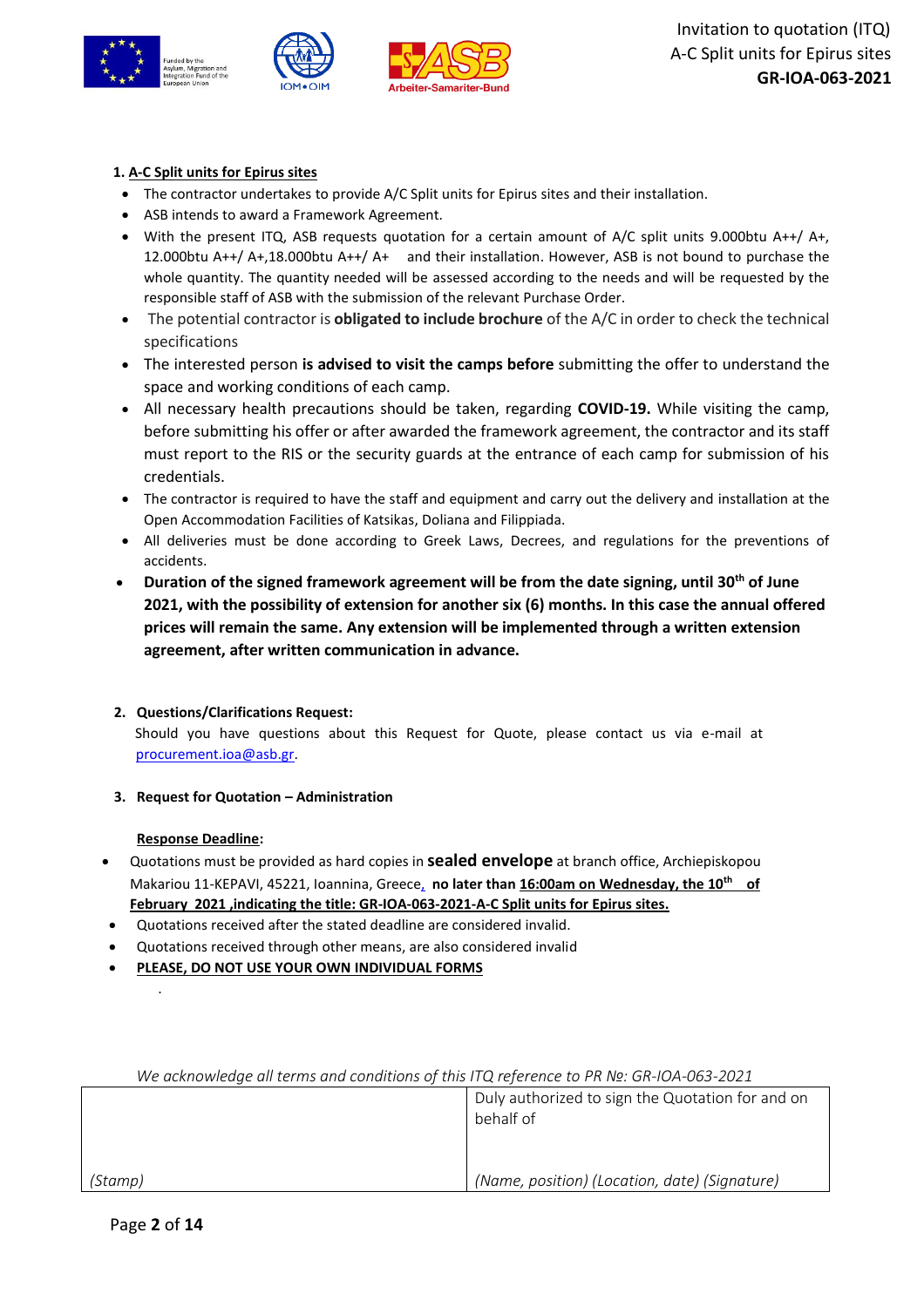1. **A-C Split units for Epirus sites**

- The contractor undertakes to provide A/C Split units for Epirus sites and their installation.
- ASB intends to award a Framework Agreement.
- With the present ITQ, ASB requests quotation for a certain amount of A/C split units 9.000btu A++/ A+, 12.000btu A++/ A+,18.000btu A++/ A+ and their installation. However, ASB is not bound to purchase the whole quantity. The quantity needed will be assessed according to the needs and will be requested by the responsible staff of ASB with the submission of the relevant Purchase Order.
- The potential contractor is **obligated to include brochure** of the A/C in order to check the technical specifications
- The interested person **is advised to visit the camps before** submitting the offer to understand the space and working conditions of each camp.
- All necessary health precautions should be taken, regarding **COVID-19.** While visiting the camp, before submitting his offer or after awarded the framework agreement, the contractor and its staff must report to the RIS or the security guards at the entrance of each camp for submission of his credentials.
- The contractor is required to have the staff and equipment and carry out the delivery and installation at the Open Accommodation Facilities of Katsikas, Doliana and Filippiada.
- All deliveries must be done according to Greek Laws, Decrees, and regulations for the preventions of accidents.
- **Duration of the signed framework agreement will be from the date signing, until 30th of June 2021, with the possibility of extension for another six (6) months. In this case the annual offered prices will remain the same. Any extension will be implemented through a written extension agreement, after written communication in advance.**

2. **Questions/Clarifications Request:**

Should you have questions about this Request for Quote, please contact us via e-mail at procurement.ioa@asb.gr.

3. **Request for Quotation – Administration**

**Response Deadline:**

- Quotations must be provided as hard copies in **sealed envelope** at branch office, Archiepiskopou Makariou 11-KEPAVI, 45221, Ioannina, Greece, **no later than 16:00am on Wednesday, the 10th of February 2021 ,indicating the title: GR-IOA-063-2021-A-C Split units for Epirus sites.**
- Quotations received after the stated deadline are considered invalid.
- Quotations received through other means, are also considered invalid
- **PLEASE, DO NOT USE YOUR OWN INDIVIDUAL FORMS**

*We acknowledge all terms and conditions of this ITQ reference to PR №: GR-IOA-063-2021*

| | Duly authorized to sign the Quotation for and on behalf of |
|---|---|
| *(Stamp)* | *(Name, position) (Location, date) (Signature)* |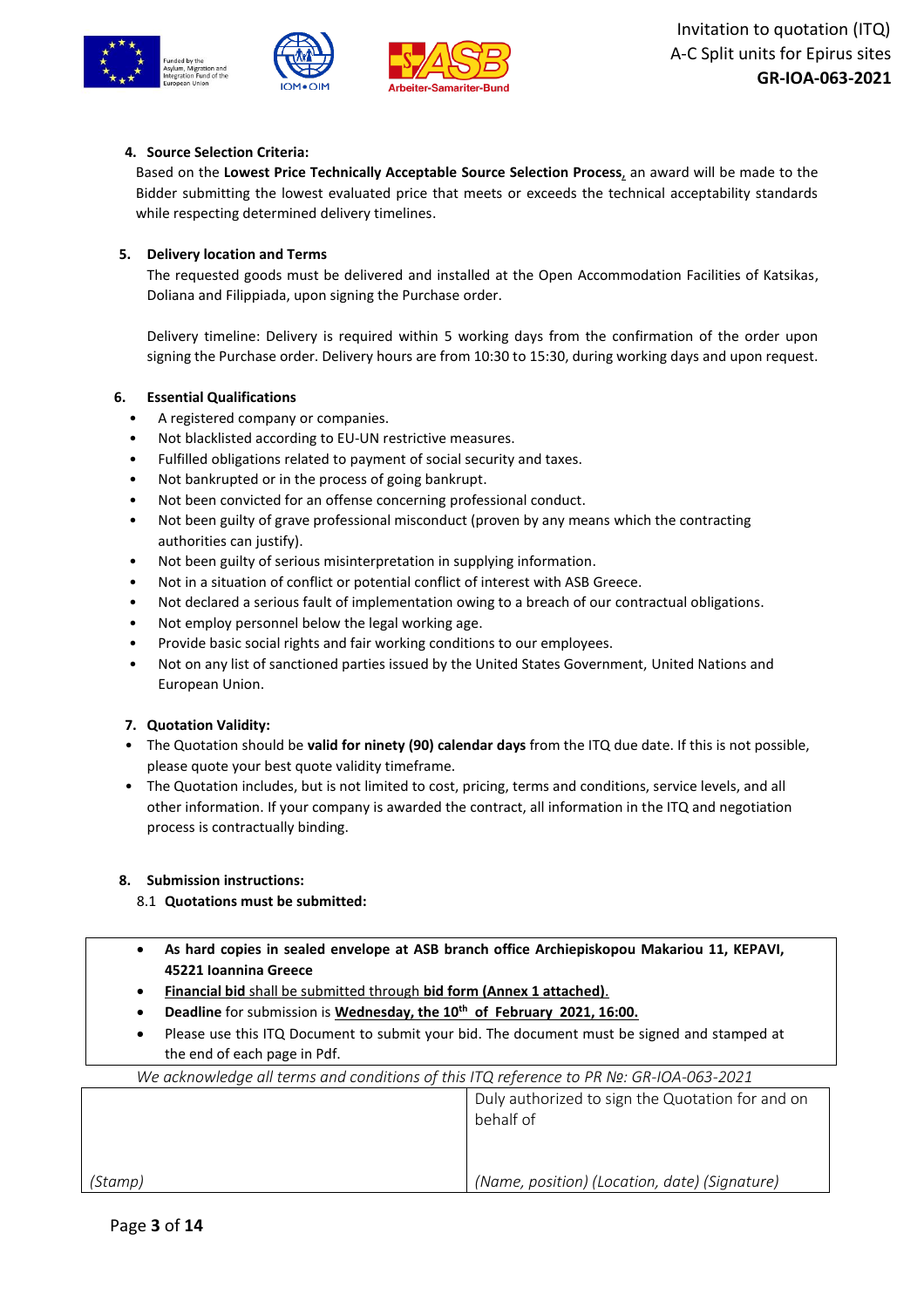#### 4. Source Selection Criteria:

Based on the **Lowest Price Technically Acceptable Source Selection Process**, an award will be made to the Bidder submitting the lowest evaluated price that meets or exceeds the technical acceptability standards while respecting determined delivery timelines.

#### 5. Delivery location and Terms

The requested goods must be delivered and installed at the Open Accommodation Facilities of Katsikas, Doliana and Filippiada, upon signing the Purchase order.

Delivery timeline: Delivery is required within 5 working days from the confirmation of the order upon signing the Purchase order. Delivery hours are from 10:30 to 15:30, during working days and upon request.

#### 6. Essential Qualifications

- A registered company or companies.
- Not blacklisted according to EU-UN restrictive measures.
- Fulfilled obligations related to payment of social security and taxes.
- Not bankrupted or in the process of going bankrupt.
- Not been convicted for an offense concerning professional conduct.
- Not been guilty of grave professional misconduct (proven by any means which the contracting authorities can justify).
- Not been guilty of serious misinterpretation in supplying information.
- Not in a situation of conflict or potential conflict of interest with ASB Greece.
- Not declared a serious fault of implementation owing to a breach of our contractual obligations.
- Not employ personnel below the legal working age.
- Provide basic social rights and fair working conditions to our employees.
- Not on any list of sanctioned parties issued by the United States Government, United Nations and European Union.

#### 7. Quotation Validity:

- The Quotation should be **valid for ninety (90) calendar days** from the ITQ due date. If this is not possible, please quote your best quote validity timeframe.
- The Quotation includes, but is not limited to cost, pricing, terms and conditions, service levels, and all other information. If your company is awarded the contract, all information in the ITQ and negotiation process is contractually binding.

#### 8. Submission instructions:

8.1 **Quotations must be submitted:**

- **As hard copies in sealed envelope at ASB branch office Archiepiskopou Makariou 11, KEPAVI, 45221 Ioannina Greece**
- **Financial bid** shall be submitted through **bid form (Annex 1 attached)**.
- **Deadline** for submission is **Wednesday, the 10th of February 2021, 16:00.**
- Please use this ITQ Document to submit your bid. The document must be signed and stamped at the end of each page in Pdf.

*We acknowledge all terms and conditions of this ITQ reference to PR №: GR-IOA-063-2021*

| | Duly authorized to sign the Quotation for and on behalf of |
|---|---|
| *(Stamp)* | *(Name, position) (Location, date) (Signature)* |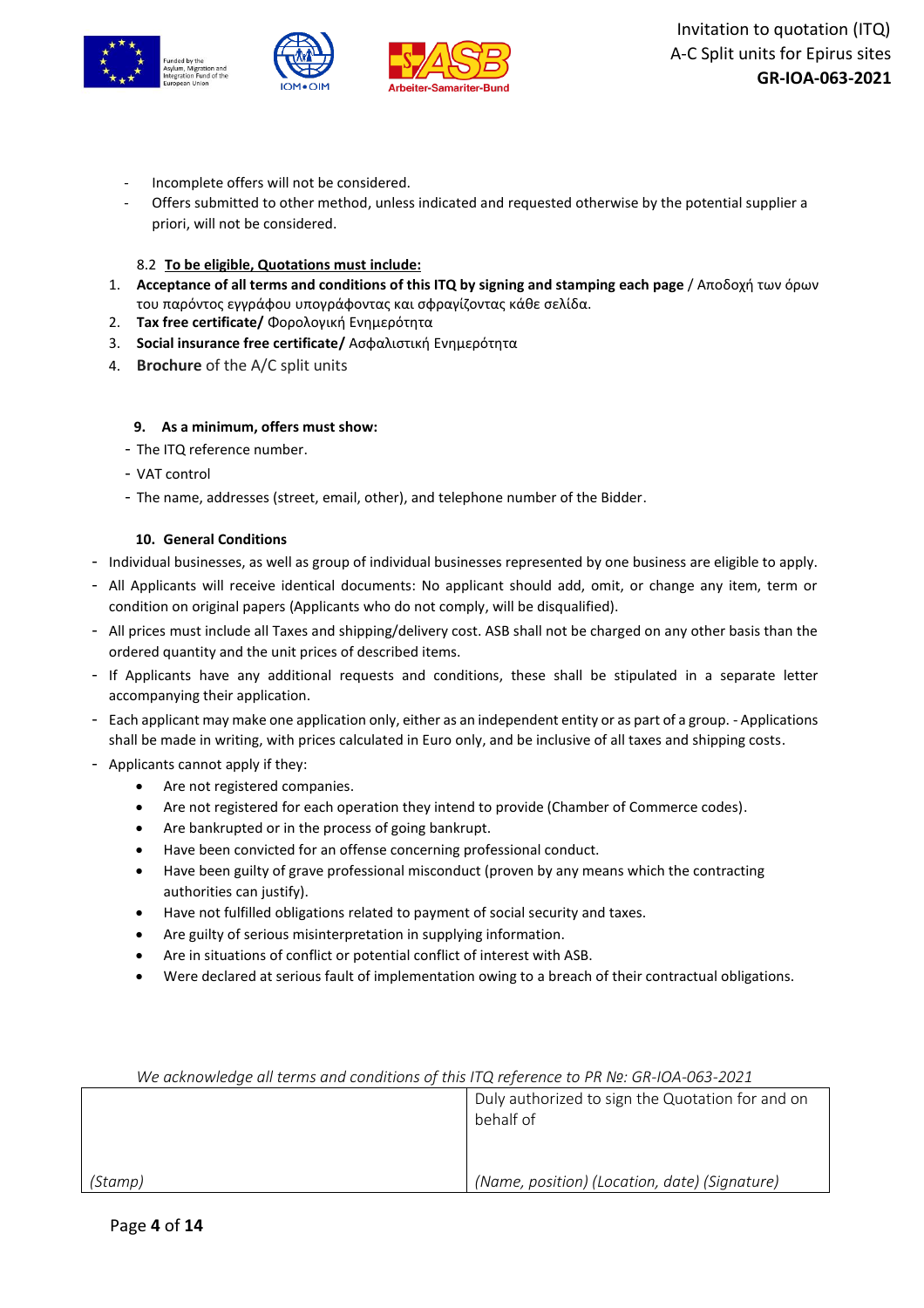- Incomplete offers will not be considered.
- Offers submitted to other method, unless indicated and requested otherwise by the potential supplier a priori, will not be considered.

8.2 **To be eligible, Quotations must include:**

1. **Acceptance of all terms and conditions of this ITQ by signing and stamping each page** / Αποδοχή των όρων του παρόντος εγγράφου υπογράφοντας και σφραγίζοντας κάθε σελίδα.
2. **Tax free certificate/** Φορολογική Ενημερότητα
3. **Social insurance free certificate/** Ασφαλιστική Ενημερότητα
4. **Brochure** of the A/C split units

### 9. As a minimum, offers must show:

- The ITQ reference number.
- VAT control
- The name, addresses (street, email, other), and telephone number of the Bidder.

### 10. General Conditions

- Individual businesses, as well as group of individual businesses represented by one business are eligible to apply.
- All Applicants will receive identical documents: No applicant should add, omit, or change any item, term or condition on original papers (Applicants who do not comply, will be disqualified).
- All prices must include all Taxes and shipping/delivery cost. ASB shall not be charged on any other basis than the ordered quantity and the unit prices of described items.
- If Applicants have any additional requests and conditions, these shall be stipulated in a separate letter accompanying their application.
- Each applicant may make one application only, either as an independent entity or as part of a group. - Applications shall be made in writing, with prices calculated in Euro only, and be inclusive of all taxes and shipping costs.
- Applicants cannot apply if they:
    - Are not registered companies.
    - Are not registered for each operation they intend to provide (Chamber of Commerce codes).
    - Are bankrupted or in the process of going bankrupt.
    - Have been convicted for an offense concerning professional conduct.
    - Have been guilty of grave professional misconduct (proven by any means which the contracting authorities can justify).
    - Have not fulfilled obligations related to payment of social security and taxes.
    - Are guilty of serious misinterpretation in supplying information.
    - Are in situations of conflict or potential conflict of interest with ASB.
    - Were declared at serious fault of implementation owing to a breach of their contractual obligations.

*We acknowledge all terms and conditions of this ITQ reference to PR Nº: GR-IOA-063-2021*

| | Duly authorized to sign the Quotation for and on behalf of |
|---|---|
| *(Stamp)* | *(Name, position) (Location, date) (Signature)* |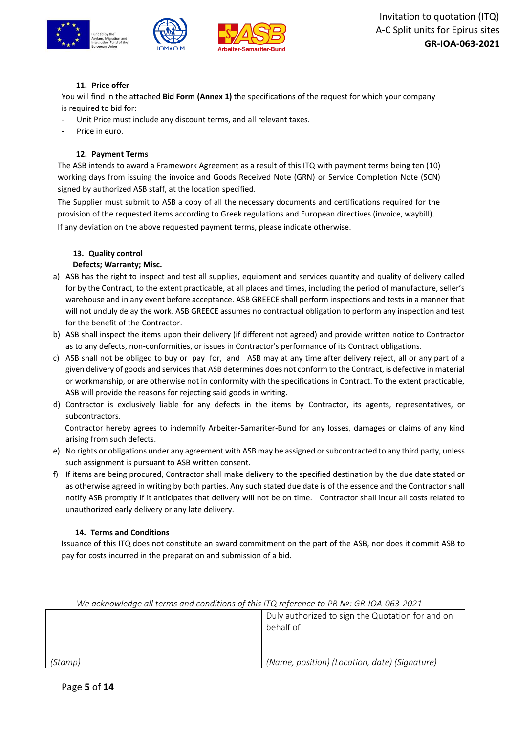### 11. Price offer

You will find in the attached **Bid Form (Annex 1)** the specifications of the request for which your company is required to bid for:

- Unit Price must include any discount terms, and all relevant taxes.
- Price in euro.

### 12. Payment Terms

The ASB intends to award a Framework Agreement as a result of this ITQ with payment terms being ten (10) working days from issuing the invoice and Goods Received Note (GRN) or Service Completion Note (SCN) signed by authorized ASB staff, at the location specified.

The Supplier must submit to ASB a copy of all the necessary documents and certifications required for the provision of the requested items according to Greek regulations and European directives (invoice, waybill).

If any deviation on the above requested payment terms, please indicate otherwise.

### 13. Quality control

**Defects; Warranty; Misc.**

a) ASB has the right to inspect and test all supplies, equipment and services quantity and quality of delivery called for by the Contract, to the extent practicable, at all places and times, including the period of manufacture, seller's warehouse and in any event before acceptance. ASB GREECE shall perform inspections and tests in a manner that will not unduly delay the work. ASB GREECE assumes no contractual obligation to perform any inspection and test for the benefit of the Contractor.

b) ASB shall inspect the items upon their delivery (if different not agreed) and provide written notice to Contractor as to any defects, non-conformities, or issues in Contractor's performance of its Contract obligations.

c) ASB shall not be obliged to buy or pay for, and ASB may at any time after delivery reject, all or any part of a given delivery of goods and services that ASB determines does not conform to the Contract, is defective in material or workmanship, or are otherwise not in conformity with the specifications in Contract. To the extent practicable, ASB will provide the reasons for rejecting said goods in writing.

d) Contractor is exclusively liable for any defects in the items by Contractor, its agents, representatives, or subcontractors.

   Contractor hereby agrees to indemnify Arbeiter-Samariter-Bund for any losses, damages or claims of any kind arising from such defects.

e) No rights or obligations under any agreement with ASB may be assigned or subcontracted to any third party, unless such assignment is pursuant to ASB written consent.

f) If items are being procured, Contractor shall make delivery to the specified destination by the due date stated or as otherwise agreed in writing by both parties. Any such stated due date is of the essence and the Contractor shall notify ASB promptly if it anticipates that delivery will not be on time. Contractor shall incur all costs related to unauthorized early delivery or any late delivery.

### 14. Terms and Conditions

Issuance of this ITQ does not constitute an award commitment on the part of the ASB, nor does it commit ASB to pay for costs incurred in the preparation and submission of a bid.

*We acknowledge all terms and conditions of this ITQ reference to PR №: GR-IOA-063-2021*

| | Duly authorized to sign the Quotation for and on behalf of |
|---|---|
| *(Stamp)* | *(Name, position) (Location, date) (Signature)* |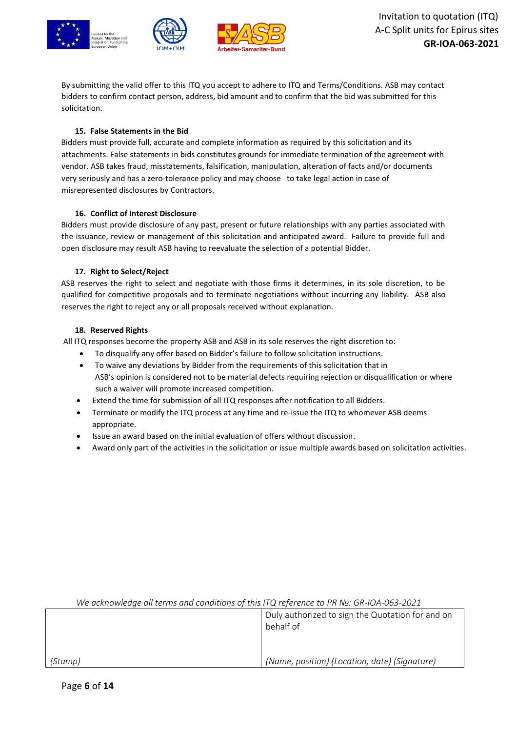By submitting the valid offer to this ITQ you accept to adhere to ITQ and Terms/Conditions. ASB may contact bidders to confirm contact person, address, bid amount and to confirm that the bid was submitted for this solicitation.

### 15. False Statements in the Bid

Bidders must provide full, accurate and complete information as required by this solicitation and its attachments. False statements in bids constitutes grounds for immediate termination of the agreement with vendor. ASB takes fraud, misstatements, falsification, manipulation, alteration of facts and/or documents very seriously and has a zero-tolerance policy and may choose to take legal action in case of misrepresented disclosures by Contractors.

### 16. Conflict of Interest Disclosure

Bidders must provide disclosure of any past, present or future relationships with any parties associated with the issuance, review or management of this solicitation and anticipated award. Failure to provide full and open disclosure may result ASB having to reevaluate the selection of a potential Bidder.

### 17. Right to Select/Reject

ASB reserves the right to select and negotiate with those firms it determines, in its sole discretion, to be qualified for competitive proposals and to terminate negotiations without incurring any liability. ASB also reserves the right to reject any or all proposals received without explanation.

### 18. Reserved Rights

All ITQ responses become the property ASB and ASB in its sole reserves the right discretion to:

- To disqualify any offer based on Bidder's failure to follow solicitation instructions.
- To waive any deviations by Bidder from the requirements of this solicitation that in ASB's opinion is considered not to be material defects requiring rejection or disqualification or where such a waiver will promote increased competition.
- Extend the time for submission of all ITQ responses after notification to all Bidders.
- Terminate or modify the ITQ process at any time and re-issue the ITQ to whomever ASB deems appropriate.
- Issue an award based on the initial evaluation of offers without discussion.
- Award only part of the activities in the solicitation or issue multiple awards based on solicitation activities.

*We acknowledge all terms and conditions of this ITQ reference to PR №: GR-IOA-063-2021*

| | Duly authorized to sign the Quotation for and on behalf of |
|---|---|
| *(Stamp)* | *(Name, position) (Location, date) (Signature)* |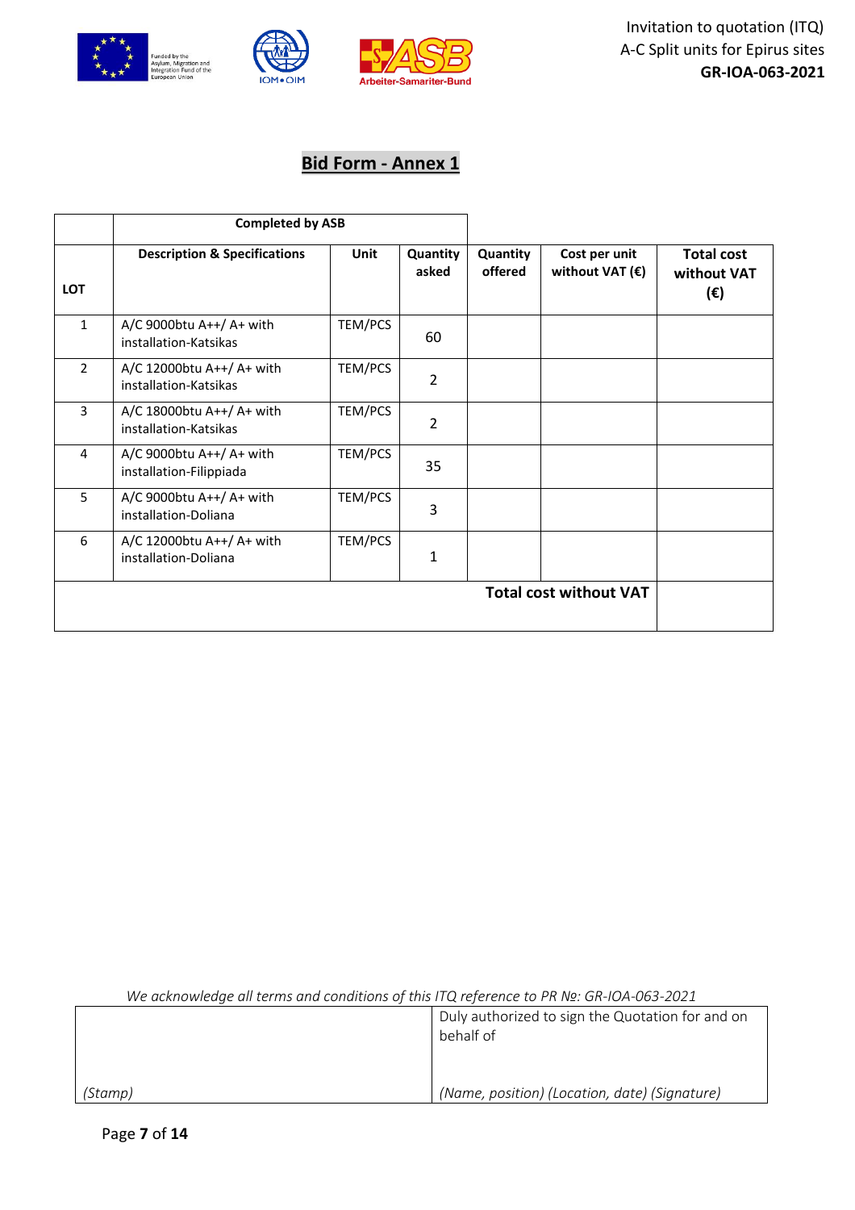## Bid Form - Annex 1

| | Completed by ASB | | | | | |
|---|---|---|---|---|---|---|
| LOT | Description & Specifications | Unit | Quantity asked | Quantity offered | Cost per unit without VAT (€) | Total cost without VAT (€) |
| 1 | A/C 9000btu A++/ A+ with installation-Katsikas | TEM/PCS | 60 | | | |
| 2 | A/C 12000btu A++/ A+ with installation-Katsikas | TEM/PCS | 2 | | | |
| 3 | A/C 18000btu A++/ A+ with installation-Katsikas | TEM/PCS | 2 | | | |
| 4 | A/C 9000btu A++/ A+ with installation-Filippiada | TEM/PCS | 35 | | | |
| 5 | A/C 9000btu A++/ A+ with installation-Doliana | TEM/PCS | 3 | | | |
| 6 | A/C 12000btu A++/ A+ with installation-Doliana | TEM/PCS | 1 | | | |
| | | | | | **Total cost without VAT** | |

*We acknowledge all terms and conditions of this ITQ reference to PR №: GR-IOA-063-2021*

| | Duly authorized to sign the Quotation for and on behalf of |
|---|---|
| *(Stamp)* | *(Name, position) (Location, date) (Signature)* |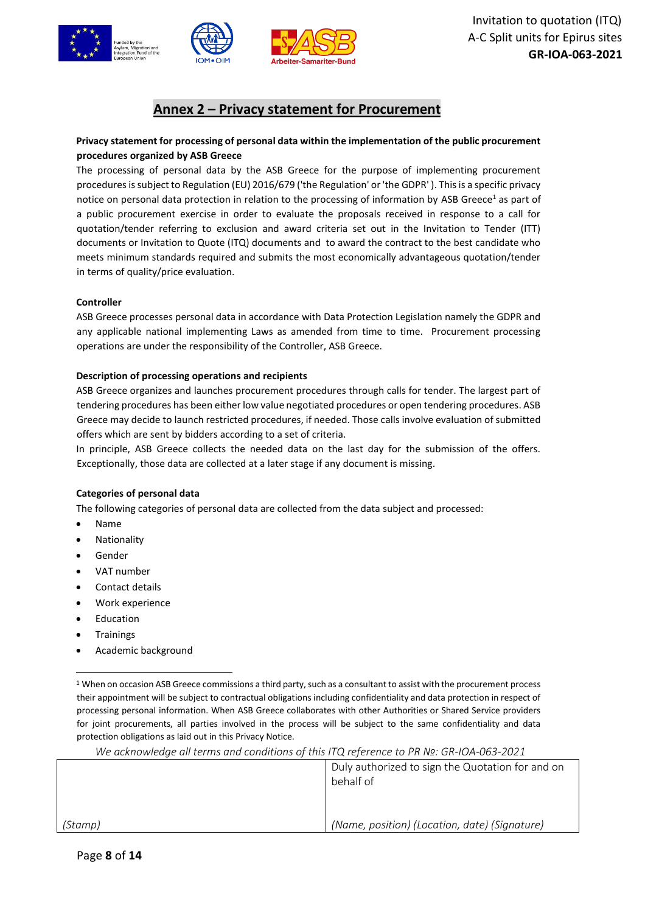## Annex 2 – Privacy statement for Procurement

**Privacy statement for processing of personal data within the implementation of the public procurement procedures organized by ASB Greece**

The processing of personal data by the ASB Greece for the purpose of implementing procurement procedures is subject to Regulation (EU) 2016/679 ('the Regulation' or 'the GDPR' ). This is a specific privacy notice on personal data protection in relation to the processing of information by ASB Greece[1] as part of a public procurement exercise in order to evaluate the proposals received in response to a call for quotation/tender referring to exclusion and award criteria set out in the Invitation to Tender (ITT) documents or Invitation to Quote (ITQ) documents and to award the contract to the best candidate who meets minimum standards required and submits the most economically advantageous quotation/tender in terms of quality/price evaluation.

**Controller**

ASB Greece processes personal data in accordance with Data Protection Legislation namely the GDPR and any applicable national implementing Laws as amended from time to time. Procurement processing operations are under the responsibility of the Controller, ASB Greece.

**Description of processing operations and recipients**

ASB Greece organizes and launches procurement procedures through calls for tender. The largest part of tendering procedures has been either low value negotiated procedures or open tendering procedures. ASB Greece may decide to launch restricted procedures, if needed. Those calls involve evaluation of submitted offers which are sent by bidders according to a set of criteria.

In principle, ASB Greece collects the needed data on the last day for the submission of the offers. Exceptionally, those data are collected at a later stage if any document is missing.

**Categories of personal data**

The following categories of personal data are collected from the data subject and processed:

- Name
- Nationality
- Gender
- VAT number
- Contact details
- Work experience
- Education
- Trainings
- Academic background

[1] When on occasion ASB Greece commissions a third party, such as a consultant to assist with the procurement process their appointment will be subject to contractual obligations including confidentiality and data protection in respect of processing personal information. When ASB Greece collaborates with other Authorities or Shared Service providers for joint procurements, all parties involved in the process will be subject to the same confidentiality and data protection obligations as laid out in this Privacy Notice.

*We acknowledge all terms and conditions of this ITQ reference to PR №: GR-IOA-063-2021*

| | Duly authorized to sign the Quotation for and on behalf of |
|---|---|
| *(Stamp)* | *(Name, position) (Location, date) (Signature)* |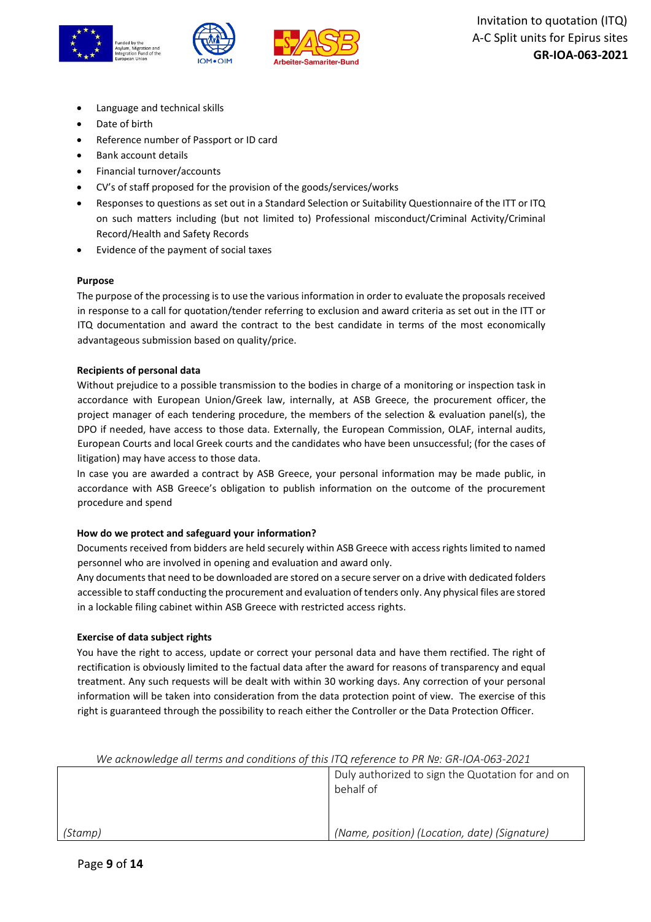- Language and technical skills
- Date of birth
- Reference number of Passport or ID card
- Bank account details
- Financial turnover/accounts
- CV's of staff proposed for the provision of the goods/services/works
- Responses to questions as set out in a Standard Selection or Suitability Questionnaire of the ITT or ITQ on such matters including (but not limited to) Professional misconduct/Criminal Activity/Criminal Record/Health and Safety Records
- Evidence of the payment of social taxes

**Purpose**

The purpose of the processing is to use the various information in order to evaluate the proposals received in response to a call for quotation/tender referring to exclusion and award criteria as set out in the ITT or ITQ documentation and award the contract to the best candidate in terms of the most economically advantageous submission based on quality/price.

**Recipients of personal data**

Without prejudice to a possible transmission to the bodies in charge of a monitoring or inspection task in accordance with European Union/Greek law, internally, at ASB Greece, the procurement officer, the project manager of each tendering procedure, the members of the selection & evaluation panel(s), the DPO if needed, have access to those data. Externally, the European Commission, OLAF, internal audits, European Courts and local Greek courts and the candidates who have been unsuccessful; (for the cases of litigation) may have access to those data.

In case you are awarded a contract by ASB Greece, your personal information may be made public, in accordance with ASB Greece's obligation to publish information on the outcome of the procurement procedure and spend

**How do we protect and safeguard your information?**

Documents received from bidders are held securely within ASB Greece with access rights limited to named personnel who are involved in opening and evaluation and award only.

Any documents that need to be downloaded are stored on a secure server on a drive with dedicated folders accessible to staff conducting the procurement and evaluation of tenders only. Any physical files are stored in a lockable filing cabinet within ASB Greece with restricted access rights.

**Exercise of data subject rights**

You have the right to access, update or correct your personal data and have them rectified. The right of rectification is obviously limited to the factual data after the award for reasons of transparency and equal treatment. Any such requests will be dealt with within 30 working days. Any correction of your personal information will be taken into consideration from the data protection point of view. The exercise of this right is guaranteed through the possibility to reach either the Controller or the Data Protection Officer.

*We acknowledge all terms and conditions of this ITQ reference to PR №: GR-IOA-063-2021*

| | Duly authorized to sign the Quotation for and on behalf of |
|---|---|
| *(Stamp)* | *(Name, position) (Location, date) (Signature)* |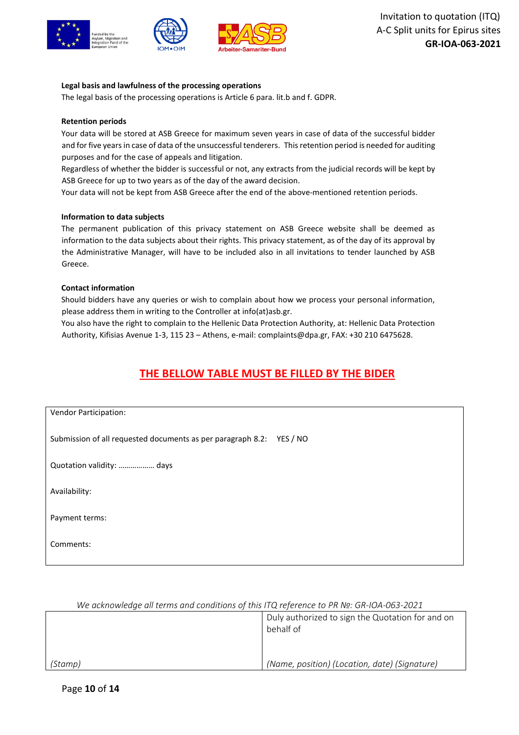**Legal basis and lawfulness of the processing operations**

The legal basis of the processing operations is Article 6 para. lit.b and f. GDPR.

**Retention periods**

Your data will be stored at ASB Greece for maximum seven years in case of data of the successful bidder and for five years in case of data of the unsuccessful tenderers. This retention period is needed for auditing purposes and for the case of appeals and litigation.

Regardless of whether the bidder is successful or not, any extracts from the judicial records will be kept by ASB Greece for up to two years as of the day of the award decision.

Your data will not be kept from ASB Greece after the end of the above-mentioned retention periods.

**Information to data subjects**

The permanent publication of this privacy statement on ASB Greece website shall be deemed as information to the data subjects about their rights. This privacy statement, as of the day of its approval by the Administrative Manager, will have to be included also in all invitations to tender launched by ASB Greece.

**Contact information**

Should bidders have any queries or wish to complain about how we process your personal information, please address them in writing to the Controller at info(at)asb.gr.

You also have the right to complain to the Hellenic Data Protection Authority, at: Hellenic Data Protection Authority, Kifisias Avenue 1-3, 115 23 – Athens, e-mail: complaints@dpa.gr, FAX: +30 210 6475628.

## THE BELLOW TABLE MUST BE FILLED BY THE BIDER

| Vendor Participation: |
|---|
| Submission of all requested documents as per paragraph 8.2: YES / NO |
| Quotation validity: ……………… days |
| Availability: |
| Payment terms: |
| Comments: |

*We acknowledge all terms and conditions of this ITQ reference to PR №: GR-IOA-063-2021*

| | Duly authorized to sign the Quotation for and on behalf of |
|---|---|
| *(Stamp)* | *(Name, position) (Location, date) (Signature)* |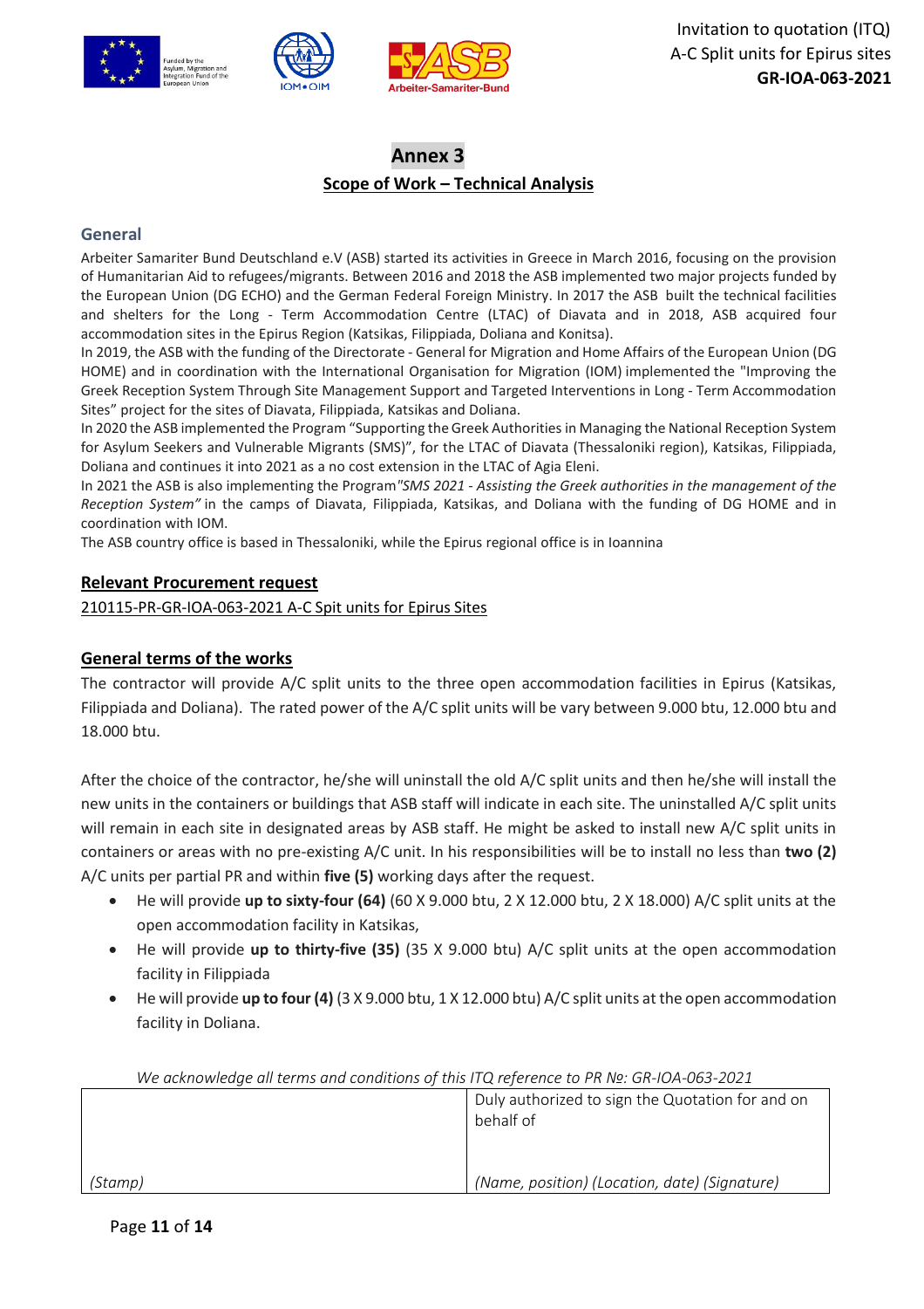# Annex 3

## Scope of Work – Technical Analysis

### General

Arbeiter Samariter Bund Deutschland e.V (ASB) started its activities in Greece in March 2016, focusing on the provision of Humanitarian Aid to refugees/migrants. Between 2016 and 2018 the ASB implemented two major projects funded by the European Union (DG ECHO) and the German Federal Foreign Ministry. In 2017 the ASB built the technical facilities and shelters for the Long - Term Accommodation Centre (LTAC) of Diavata and in 2018, ASB acquired four accommodation sites in the Epirus Region (Katsikas, Filippiada, Doliana and Konitsa).

In 2019, the ASB with the funding of the Directorate - General for Migration and Home Affairs of the European Union (DG HOME) and in coordination with the International Organisation for Migration (IOM) implemented the "Improving the Greek Reception System Through Site Management Support and Targeted Interventions in Long - Term Accommodation Sites" project for the sites of Diavata, Filippiada, Katsikas and Doliana.

In 2020 the ASB implemented the Program "Supporting the Greek Authorities in Managing the National Reception System for Asylum Seekers and Vulnerable Migrants (SMS)", for the LTAC of Diavata (Thessaloniki region), Katsikas, Filippiada, Doliana and continues it into 2021 as a no cost extension in the LTAC of Agia Eleni.

In 2021 the ASB is also implementing the Program *"SMS 2021 - Assisting the Greek authorities in the management of the Reception System"* in the camps of Diavata, Filippiada, Katsikas, and Doliana with the funding of DG HOME and in coordination with IOM.

The ASB country office is based in Thessaloniki, while the Epirus regional office is in Ioannina

### Relevant Procurement request

210115-PR-GR-IOA-063-2021 A-C Spit units for Epirus Sites

### General terms of the works

The contractor will provide A/C split units to the three open accommodation facilities in Epirus (Katsikas, Filippiada and Doliana). The rated power of the A/C split units will be vary between 9.000 btu, 12.000 btu and 18.000 btu.

After the choice of the contractor, he/she will uninstall the old A/C split units and then he/she will install the new units in the containers or buildings that ASB staff will indicate in each site. The uninstalled A/C split units will remain in each site in designated areas by ASB staff. He might be asked to install new A/C split units in containers or areas with no pre-existing A/C unit. In his responsibilities will be to install no less than **two (2)** A/C units per partial PR and within **five (5)** working days after the request.

- He will provide **up to sixty-four (64)** (60 X 9.000 btu, 2 X 12.000 btu, 2 X 18.000) A/C split units at the open accommodation facility in Katsikas,
- He will provide **up to thirty-five (35)** (35 X 9.000 btu) A/C split units at the open accommodation facility in Filippiada
- He will provide **up to four (4)** (3 X 9.000 btu, 1 X 12.000 btu) A/C split units at the open accommodation facility in Doliana.

*We acknowledge all terms and conditions of this ITQ reference to PR №: GR-IOA-063-2021*

| | Duly authorized to sign the Quotation for and on behalf of |
|---|---|
| *(Stamp)* | *(Name, position) (Location, date) (Signature)* |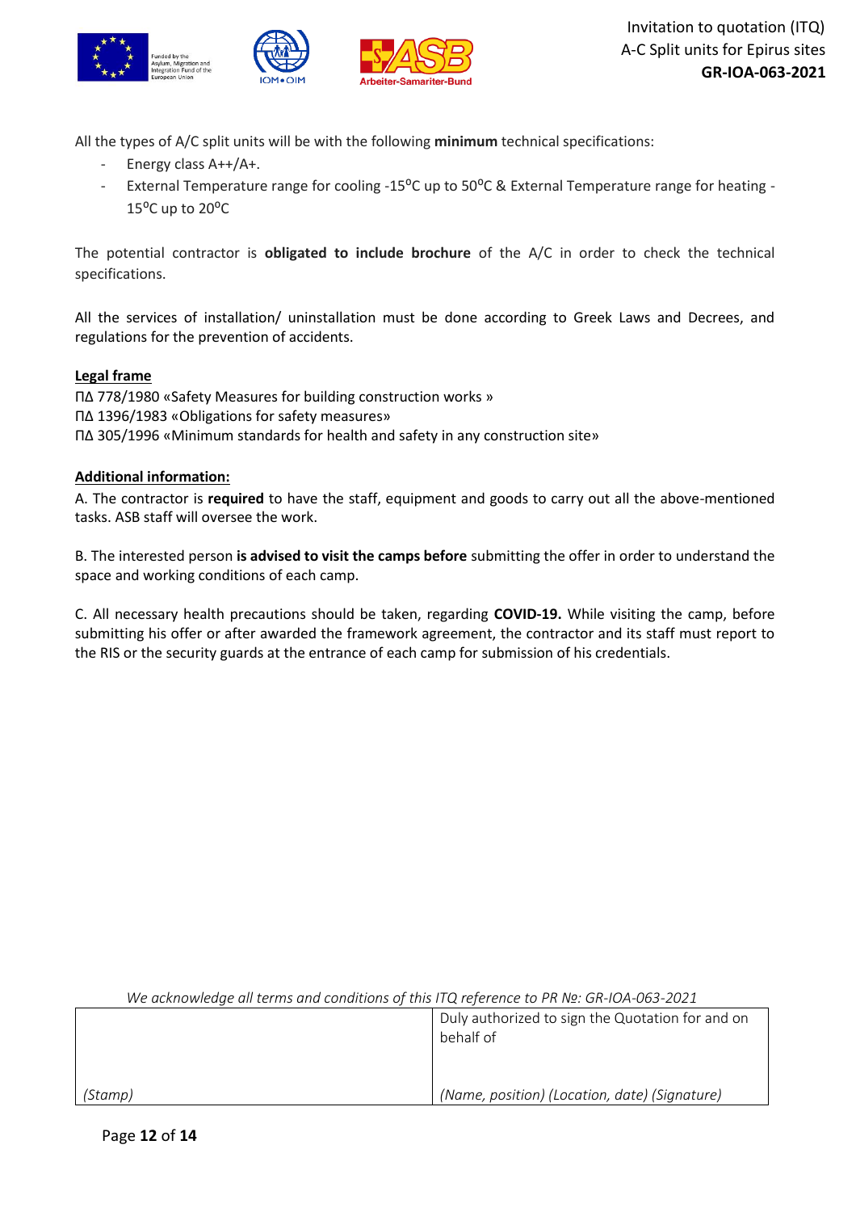All the types of A/C split units will be with the following **minimum** technical specifications:

- Energy class A++/A+.
- External Temperature range for cooling -15$^{o}$C up to 50$^{o}$C & External Temperature range for heating -15$^{o}$C up to 20$^{o}$C

The potential contractor is **obligated to include brochure** of the A/C in order to check the technical specifications.

All the services of installation/ uninstallation must be done according to Greek Laws and Decrees, and regulations for the prevention of accidents.

**Legal frame**

ΠΔ 778/1980 «Safety Measures for building construction works »
ΠΔ 1396/1983 «Obligations for safety measures»
ΠΔ 305/1996 «Minimum standards for health and safety in any construction site»

**Additional information:**

A. The contractor is **required** to have the staff, equipment and goods to carry out all the above-mentioned tasks. ASB staff will oversee the work.

B. The interested person **is advised to visit the camps before** submitting the offer in order to understand the space and working conditions of each camp.

C. All necessary health precautions should be taken, regarding **COVID-19.** While visiting the camp, before submitting his offer or after awarded the framework agreement, the contractor and its staff must report to the RIS or the security guards at the entrance of each camp for submission of his credentials.

*We acknowledge all terms and conditions of this ITQ reference to PR №: GR-IOA-063-2021*

| | Duly authorized to sign the Quotation for and on behalf of |
|---|---|
| *(Stamp)* | *(Name, position) (Location, date) (Signature)* |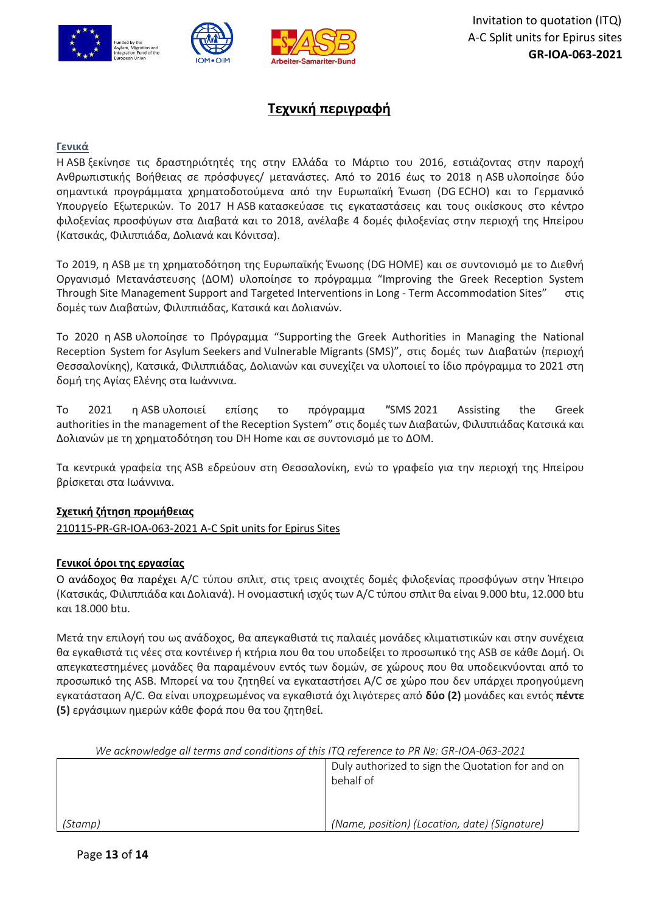# Τεχνική περιγραφή

## Γενικά

Η ASB ξεκίνησε τις δραστηριότητές της στην Ελλάδα το Μάρτιο του 2016, εστιάζοντας στην παροχή Ανθρωπιστικής Βοήθειας σε πρόσφυγες/ μετανάστες. Από το 2016 έως το 2018 η ASB υλοποίησε δύο σημαντικά προγράμματα χρηματοδοτούμενα από την Ευρωπαϊκή Ένωση (DG ECHO) και το Γερμανικό Υπουργείο Εξωτερικών. Το 2017 Η ASB κατασκεύασε τις εγκαταστάσεις και τους οικίσκους στο κέντρο φιλοξενίας προσφύγων στα Διαβατά και το 2018, ανέλαβε 4 δομές φιλοξενίας στην περιοχή της Ηπείρου (Κατσικάς, Φιλιππιάδα, Δολιανά και Κόνιτσα).

Το 2019, η ASB με τη χρηματοδότηση της Ευρωπαϊκής Ένωσης (DG HOME) και σε συντονισμό με το Διεθνή Οργανισμό Μετανάστευσης (ΔΟΜ) υλοποίησε το πρόγραμμα "Improving the Greek Reception System Through Site Management Support and Targeted Interventions in Long - Term Accommodation Sites" στις δομές των Διαβατών, Φιλιππιάδας, Κατσικά και Δολιανών.

Το 2020 η ASB υλοποίησε το Πρόγραμμα "Supporting the Greek Authorities in Managing the National Reception System for Asylum Seekers and Vulnerable Migrants (SMS)", στις δομές των Διαβατών (περιοχή Θεσσαλονίκης), Κατσικά, Φιλιππιάδας, Δολιανών και συνεχίζει να υλοποιεί το ίδιο πρόγραμμα το 2021 στη δομή της Αγίας Ελένης στα Ιωάννινα.

Το 2021 η ASB υλοποιεί επίσης το πρόγραμμα "SMS 2021 Assisting the Greek authorities in the management of the Reception System" στις δομές των Διαβατών, Φιλιππιάδας Κατσικά και Δολιανών με τη χρηματοδότηση του DH Home και σε συντονισμό με το ΔΟΜ.

Τα κεντρικά γραφεία της ASB εδρεύουν στη Θεσσαλονίκη, ενώ το γραφείο για την περιοχή της Ηπείρου βρίσκεται στα Ιωάννινα.

## Σχετική ζήτηση προμήθειας

210115-PR-GR-IOA-063-2021 A-C Spit units for Epirus Sites

## Γενικοί όροι της εργασίας

Ο ανάδοχος θα παρέχει A/C τύπου σπλιτ, στις τρεις ανοιχτές δομές φιλοξενίας προσφύγων στην Ήπειρο (Κατσικάς, Φιλιππιάδα και Δολιανά). Η ονομαστική ισχύς των A/C τύπου σπλιτ θα είναι 9.000 btu, 12.000 btu και 18.000 btu.

Μετά την επιλογή του ως ανάδοχος, θα απεγκαθιστά τις παλαιές μονάδες κλιματιστικών και στην συνέχεια θα εγκαθιστά τις νέες στα κοντέινερ ή κτήρια που θα του υποδείξει το προσωπικό της ASB σε κάθε Δομή. Οι απεγκατεστημένες μονάδες θα παραμένουν εντός των δομών, σε χώρους που θα υποδεικνύονται από το προσωπικό της ASB. Μπορεί να του ζητηθεί να εγκαταστήσει A/C σε χώρο που δεν υπάρχει προηγούμενη εγκατάσταση A/C. Θα είναι υποχρεωμένος να εγκαθιστά όχι λιγότερες από **δύο (2)** μονάδες και εντός **πέντε (5)** εργάσιμων ημερών κάθε φορά που θα του ζητηθεί.

*We acknowledge all terms and conditions of this ITQ reference to PR Νο: GR-IOA-063-2021*

| | Duly authorized to sign the Quotation for and on behalf of |
|---|---|
| *(Stamp)* | *(Name, position) (Location, date) (Signature)* |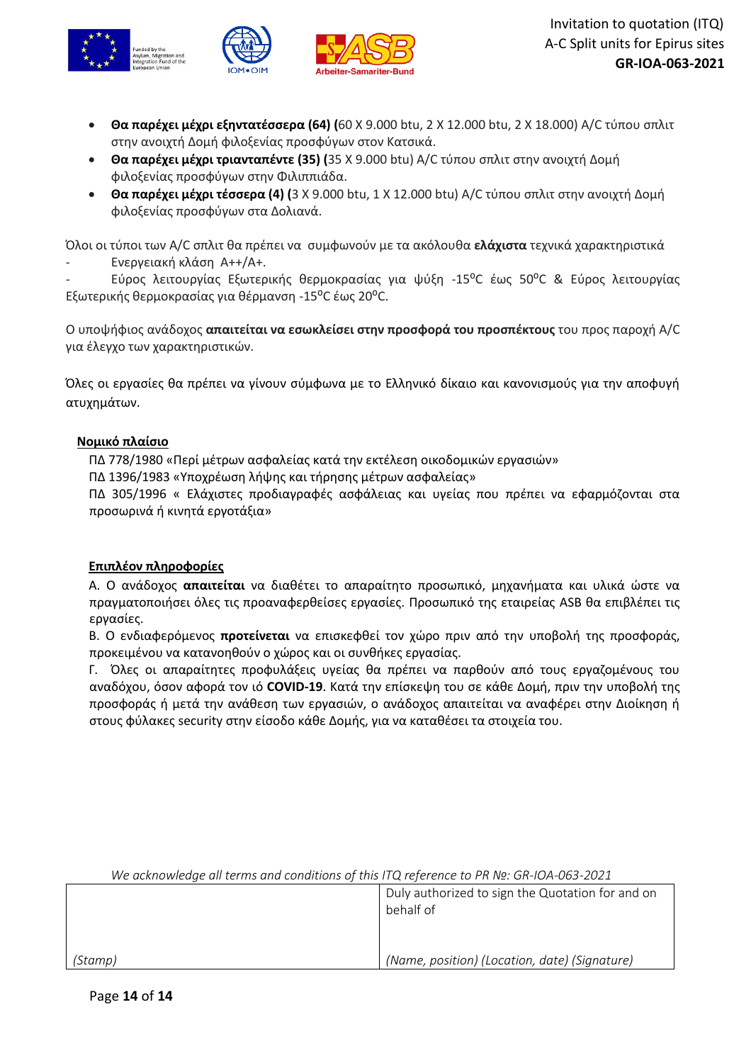- **Θα παρέχει μέχρι εξηντατέσσερα (64) (**60 X 9.000 btu, 2 X 12.000 btu, 2 X 18.000) A/C τύπου σπλιτ στην ανοιχτή Δομή φιλοξενίας προσφύγων στον Κατσικά.
- **Θα παρέχει μέχρι τριανταπέντε (35) (**35 X 9.000 btu) A/C τύπου σπλιτ στην ανοιχτή Δομή φιλοξενίας προσφύγων στην Φιλιππιάδα.
- **Θα παρέχει μέχρι τέσσερα (4) (**3 X 9.000 btu, 1 X 12.000 btu) A/C τύπου σπλιτ στην ανοιχτή Δομή φιλοξενίας προσφύγων στα Δολιανά.

Όλοι οι τύποι των A/C σπλιτ θα πρέπει να συμφωνούν με τα ακόλουθα **ελάχιστα** τεχνικά χαρακτηριστικά

- Ενεργειακή κλάση A++/A+.
- Εύρος λειτουργίας Εξωτερικής θερμοκρασίας για ψύξη -15°C έως 50°C & Εύρος λειτουργίας Εξωτερικής θερμοκρασίας για θέρμανση -15°C έως 20°C.

Ο υποψήφιος ανάδοχος **απαιτείται να εσωκλείσει στην προσφορά του προσπέκτους** του προς παροχή A/C για έλεγχο των χαρακτηριστικών.

Όλες οι εργασίες θα πρέπει να γίνουν σύμφωνα με το Ελληνικό δίκαιο και κανονισμούς για την αποφυγή ατυχημάτων.

**<u>Νομικό πλαίσιο</u>**

ΠΔ 778/1980 «Περί μέτρων ασφαλείας κατά την εκτέλεση οικοδομικών εργασιών»
ΠΔ 1396/1983 «Υποχρέωση λήψης και τήρησης μέτρων ασφαλείας»
ΠΔ 305/1996 « Ελάχιστες προδιαγραφές ασφάλειας και υγείας που πρέπει να εφαρμόζονται στα προσωρινά ή κινητά εργοτάξια»

**<u>Επιπλέον πληροφορίες</u>**

Α. Ο ανάδοχος **απαιτείται** να διαθέτει το απαραίτητο προσωπικό, μηχανήματα και υλικά ώστε να πραγματοποιήσει όλες τις προαναφερθείσες εργασίες. Προσωπικό της εταιρείας ASB θα επιβλέπει τις εργασίες.

Β. Ο ενδιαφερόμενος **προτείνεται** να επισκεφθεί τον χώρο πριν από την υποβολή της προσφοράς, προκειμένου να κατανοηθούν ο χώρος και οι συνθήκες εργασίας.

Γ. Όλες οι απαραίτητες προφυλάξεις υγείας θα πρέπει να παρθούν από τους εργαζομένους του αναδόχου, όσον αφορά τον ιό **COVID-19**. Κατά την επίσκεψη του σε κάθε Δομή, πριν την υποβολή της προσφοράς ή μετά την ανάθεση των εργασιών, ο ανάδοχος απαιτείται να αναφέρει στην Διοίκηση ή στους φύλακες security στην είσοδο κάθε Δομής, για να καταθέσει τα στοιχεία του.

*We acknowledge all terms and conditions of this ITQ reference to PR Nº: GR-IOA-063-2021*

| | |
|---|---|
| *(Stamp)* | Duly authorized to sign the Quotation for and on behalf of<br><br>*(Name, position) (Location, date) (Signature)* |